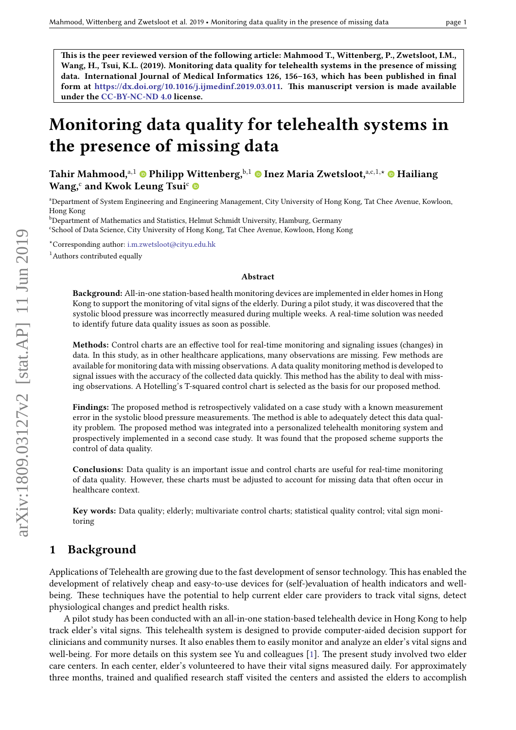**This is the peer reviewed version of the following article: Mahmood T., Wittenberg, P., Zwetsloot, I.M., Wang, H., Tsui, K.L. (2019). Monitoring data quality for telehealth systems in the presence of missing data. International Journal of Medical Informatics 126, 156–163, which has been published in final form at https://dx.doi.org/10.1016/j.ijmedinf.2019.03.011. This manuscript version is made available under the CC-BY-NC-ND 4.0 license.**

# Monitoring data quality for telehealth systems in the presence of missing data

**Tahir Mahmood,[a,1] Philipp Wittenberg,[b,1] Inez Maria Zwetsloot,[a,c,1,⋆] Hailiang Wang,[c] and Kwok Leung Tsui[c]**

[a]Department of System Engineering and Engineering Management, City University of Hong Kong, Tat Chee Avenue, Kowloon, Hong Kong

[b]Department of Mathematics and Statistics, Helmut Schmidt University, Hamburg, Germany

[c]School of Data Science, City University of Hong Kong, Tat Chee Avenue, Kowloon, Hong Kong

[⋆]Corresponding author: i.m.zwetsloot@cityu.edu.hk

[1]Authors contributed equally

### Abstract

**Background:** All-in-one station-based health monitoring devices are implemented in elder homes in Hong Kong to support the monitoring of vital signs of the elderly. During a pilot study, it was discovered that the systolic blood pressure was incorrectly measured during multiple weeks. A real-time solution was needed to identify future data quality issues as soon as possible.

**Methods:** Control charts are an effective tool for real-time monitoring and signaling issues (changes) in data. In this study, as in other healthcare applications, many observations are missing. Few methods are available for monitoring data with missing observations. A data quality monitoring method is developed to signal issues with the accuracy of the collected data quickly. This method has the ability to deal with missing observations. A Hotelling's T-squared control chart is selected as the basis for our proposed method.

**Findings:** The proposed method is retrospectively validated on a case study with a known measurement error in the systolic blood pressure measurements. The method is able to adequately detect this data quality problem. The proposed method was integrated into a personalized telehealth monitoring system and prospectively implemented in a second case study. It was found that the proposed scheme supports the control of data quality.

**Conclusions:** Data quality is an important issue and control charts are useful for real-time monitoring of data quality. However, these charts must be adjusted to account for missing data that often occur in healthcare context.

**Key words:** Data quality; elderly; multivariate control charts; statistical quality control; vital sign monitoring

## 1 Background

Applications of Telehealth are growing due to the fast development of sensor technology. This has enabled the development of relatively cheap and easy-to-use devices for (self-)evaluation of health indicators and well-being. These techniques have the potential to help current elder care providers to track vital signs, detect physiological changes and predict health risks.

A pilot study has been conducted with an all-in-one station-based telehealth device in Hong Kong to help track elder's vital signs. This telehealth system is designed to provide computer-aided decision support for clinicians and community nurses. It also enables them to easily monitor and analyze an elder's vital signs and well-being. For more details on this system see Yu and colleagues [1]. The present study involved two elder care centers. In each center, elder's volunteered to have their vital signs measured daily. For approximately three months, trained and qualified research staff visited the centers and assisted the elders to accomplish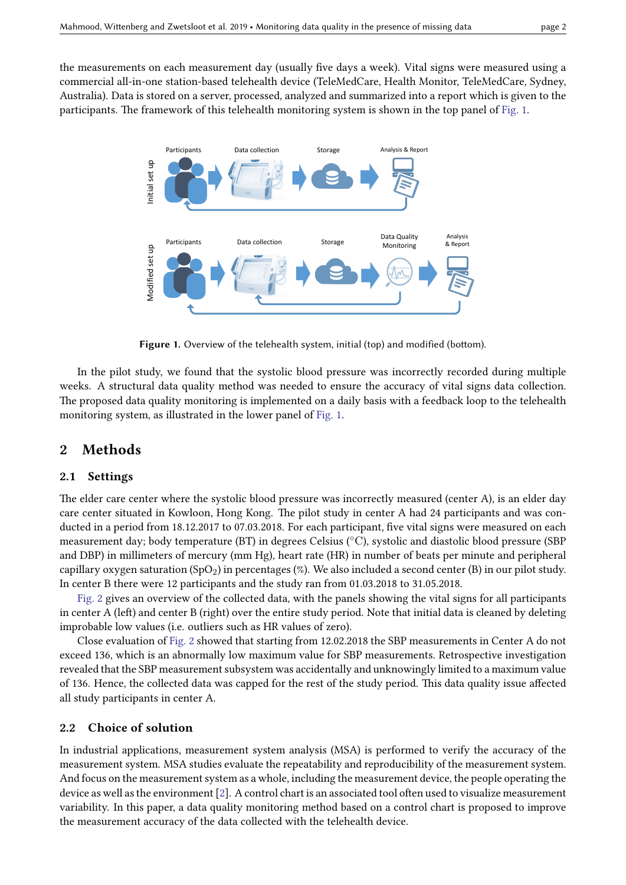the measurements on each measurement day (usually five days a week). Vital signs were measured using a commercial all-in-one station-based telehealth device (TeleMedCare, Health Monitor, TeleMedCare, Sydney, Australia). Data is stored on a server, processed, analyzed and summarized into a report which is given to the participants. The framework of this telehealth monitoring system is shown in the top panel of Fig. 1.

**Figure 1.** Overview of the telehealth system, initial (top) and modified (bottom).

In the pilot study, we found that the systolic blood pressure was incorrectly recorded during multiple weeks. A structural data quality method was needed to ensure the accuracy of vital signs data collection. The proposed data quality monitoring is implemented on a daily basis with a feedback loop to the telehealth monitoring system, as illustrated in the lower panel of Fig. 1.

## 2 Methods

### 2.1 Settings

The elder care center where the systolic blood pressure was incorrectly measured (center A), is an elder day care center situated in Kowloon, Hong Kong. The pilot study in center A had 24 participants and was conducted in a period from 18.12.2017 to 07.03.2018. For each participant, five vital signs were measured on each measurement day; body temperature (BT) in degrees Celsius (°C), systolic and diastolic blood pressure (SBP and DBP) in millimeters of mercury (mm Hg), heart rate (HR) in number of beats per minute and peripheral capillary oxygen saturation ($SpO_2$) in percentages (%). We also included a second center (B) in our pilot study. In center B there were 12 participants and the study ran from 01.03.2018 to 31.05.2018.

Fig. 2 gives an overview of the collected data, with the panels showing the vital signs for all participants in center A (left) and center B (right) over the entire study period. Note that initial data is cleaned by deleting improbable low values (i.e. outliers such as HR values of zero).

Close evaluation of Fig. 2 showed that starting from 12.02.2018 the SBP measurements in Center A do not exceed 136, which is an abnormally low maximum value for SBP measurements. Retrospective investigation revealed that the SBP measurement subsystem was accidentally and unknowingly limited to a maximum value of 136. Hence, the collected data was capped for the rest of the study period. This data quality issue affected all study participants in center A.

### 2.2 Choice of solution

In industrial applications, measurement system analysis (MSA) is performed to verify the accuracy of the measurement system. MSA studies evaluate the repeatability and reproducibility of the measurement system. And focus on the measurement system as a whole, including the measurement device, the people operating the device as well as the environment [2]. A control chart is an associated tool often used to visualize measurement variability. In this paper, a data quality monitoring method based on a control chart is proposed to improve the measurement accuracy of the data collected with the telehealth device.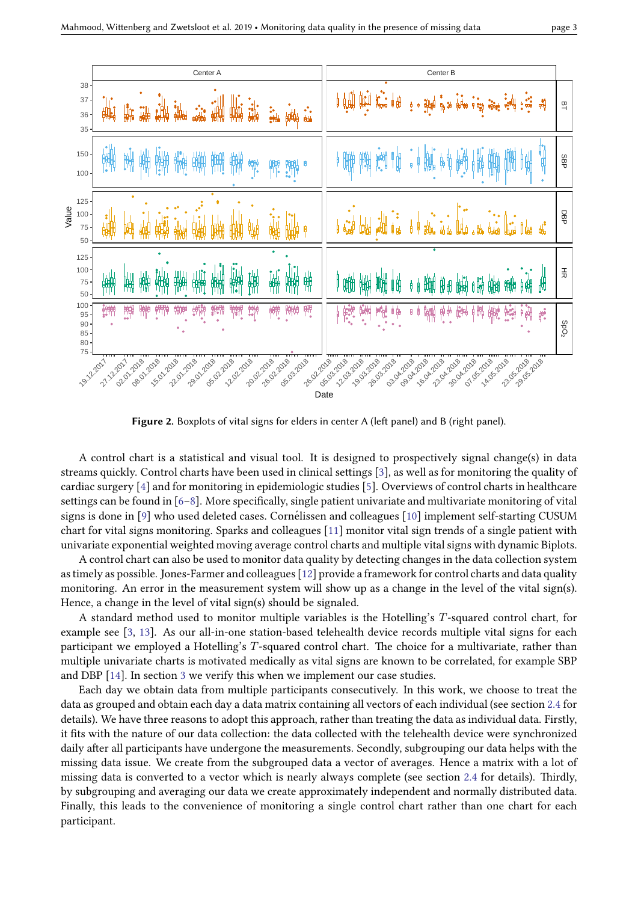**Figure 2.** Boxplots of vital signs for elders in center A (left panel) and B (right panel).

A control chart is a statistical and visual tool. It is designed to prospectively signal change(s) in data streams quickly. Control charts have been used in clinical settings [3], as well as for monitoring the quality of cardiac surgery [4] and for monitoring in epidemiologic studies [5]. Overviews of control charts in healthcare settings can be found in [6–8]. More specifically, single patient univariate and multivariate monitoring of vital signs is done in [9] who used deleted cases. Cornélissen and colleagues [10] implement self-starting CUSUM chart for vital signs monitoring. Sparks and colleagues [11] monitor vital sign trends of a single patient with univariate exponential weighted moving average control charts and multiple vital signs with dynamic Biplots.

A control chart can also be used to monitor data quality by detecting changes in the data collection system as timely as possible. Jones-Farmer and colleagues [12] provide a framework for control charts and data quality monitoring. An error in the measurement system will show up as a change in the level of the vital sign(s). Hence, a change in the level of vital sign(s) should be signaled.

A standard method used to monitor multiple variables is the Hotelling's $T$-squared control chart, for example see [3, 13]. As our all-in-one station-based telehealth device records multiple vital signs for each participant we employed a Hotelling's $T$-squared control chart. The choice for a multivariate, rather than multiple univariate charts is motivated medically as vital signs are known to be correlated, for example SBP and DBP [14]. In section 3 we verify this when we implement our case studies.

Each day we obtain data from multiple participants consecutively. In this work, we choose to treat the data as grouped and obtain each day a data matrix containing all vectors of each individual (see section 2.4 for details). We have three reasons to adopt this approach, rather than treating the data as individual data. Firstly, it fits with the nature of our data collection: the data collected with the telehealth device were synchronized daily after all participants have undergone the measurements. Secondly, subgrouping our data helps with the missing data issue. We create from the subgrouped data a vector of averages. Hence a matrix with a lot of missing data is converted to a vector which is nearly always complete (see section 2.4 for details). Thirdly, by subgrouping and averaging our data we create approximately independent and normally distributed data. Finally, this leads to the convenience of monitoring a single control chart rather than one chart for each participant.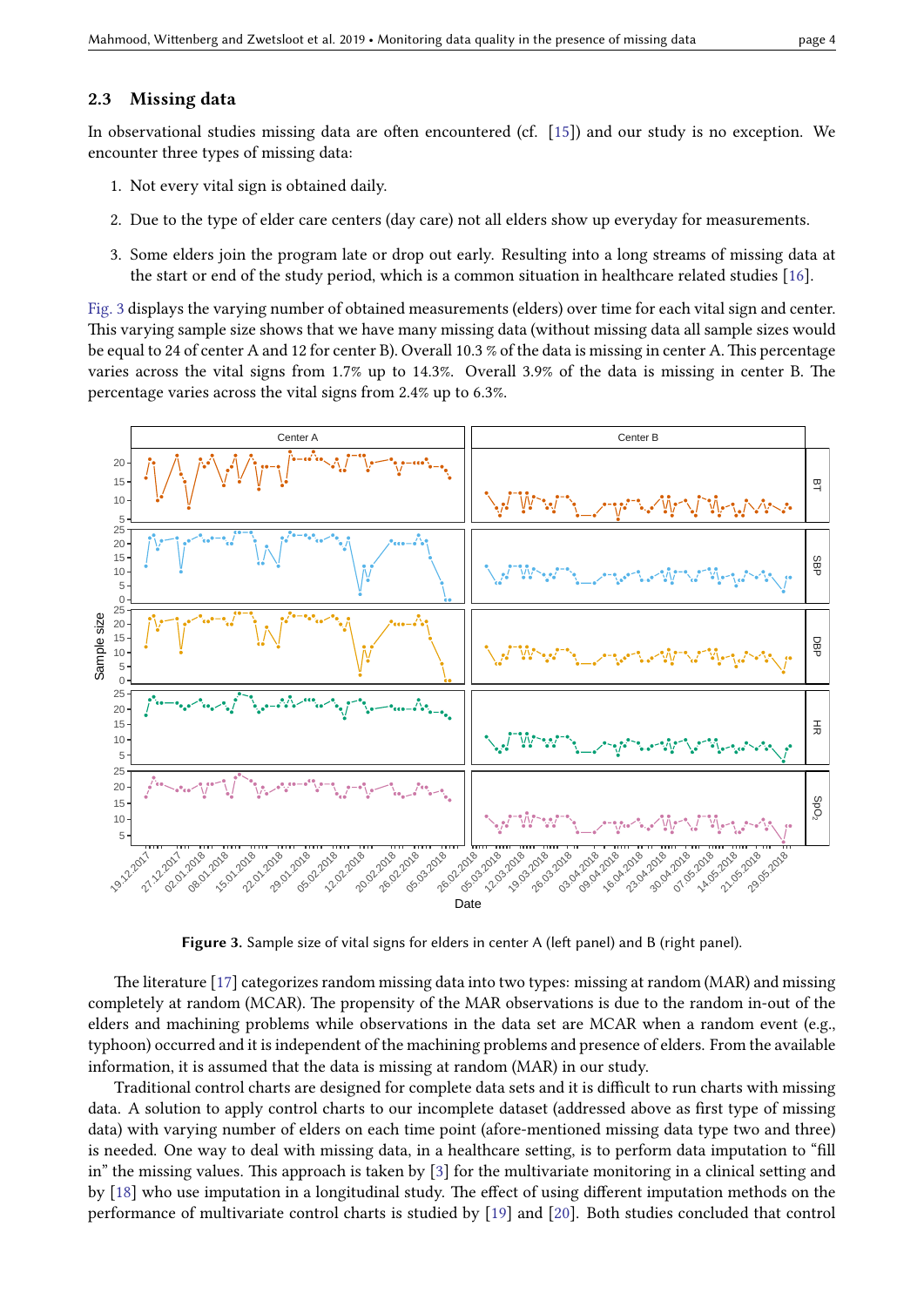### 2.3 Missing data

In observational studies missing data are often encountered (cf. [15]) and our study is no exception. We encounter three types of missing data:

1. Not every vital sign is obtained daily.
2. Due to the type of elder care centers (day care) not all elders show up everyday for measurements.
3. Some elders join the program late or drop out early. Resulting into a long streams of missing data at the start or end of the study period, which is a common situation in healthcare related studies [16].

Fig. 3 displays the varying number of obtained measurements (elders) over time for each vital sign and center. This varying sample size shows that we have many missing data (without missing data all sample sizes would be equal to 24 of center A and 12 for center B). Overall 10.3 % of the data is missing in center A. This percentage varies across the vital signs from 1.7% up to 14.3%. Overall 3.9% of the data is missing in center B. The percentage varies across the vital signs from 2.4% up to 6.3%.

**Figure 3.** Sample size of vital signs for elders in center A (left panel) and B (right panel).

The literature [17] categorizes random missing data into two types: missing at random (MAR) and missing completely at random (MCAR). The propensity of the MAR observations is due to the random in-out of the elders and machining problems while observations in the data set are MCAR when a random event (e.g., typhoon) occurred and it is independent of the machining problems and presence of elders. From the available information, it is assumed that the data is missing at random (MAR) in our study.

Traditional control charts are designed for complete data sets and it is difficult to run charts with missing data. A solution to apply control charts to our incomplete dataset (addressed above as first type of missing data) with varying number of elders on each time point (afore-mentioned missing data type two and three) is needed. One way to deal with missing data, in a healthcare setting, is to perform data imputation to "fill in" the missing values. This approach is taken by [3] for the multivariate monitoring in a clinical setting and by [18] who use imputation in a longitudinal study. The effect of using different imputation methods on the performance of multivariate control charts is studied by [19] and [20]. Both studies concluded that control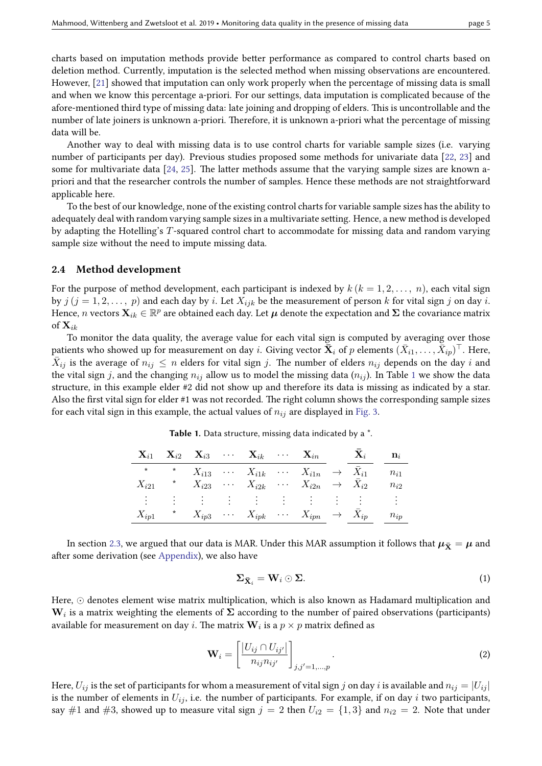charts based on imputation methods provide better performance as compared to control charts based on deletion method. Currently, imputation is the selected method when missing observations are encountered. However, [21] showed that imputation can only work properly when the percentage of missing data is small and when we know this percentage a-priori. For our settings, data imputation is complicated because of the afore-mentioned third type of missing data: late joining and dropping of elders. This is uncontrollable and the number of late joiners is unknown a-priori. Therefore, it is unknown a-priori what the percentage of missing data will be.

Another way to deal with missing data is to use control charts for variable sample sizes (i.e. varying number of participants per day). Previous studies proposed some methods for univariate data [22, 23] and some for multivariate data [24, 25]. The latter methods assume that the varying sample sizes are known a-priori and that the researcher controls the number of samples. Hence these methods are not straightforward applicable here.

To the best of our knowledge, none of the existing control charts for variable sample sizes has the ability to adequately deal with random varying sample sizes in a multivariate setting. Hence, a new method is developed by adapting the Hotelling's $T$-squared control chart to accommodate for missing data and random varying sample size without the need to impute missing data.

### 2.4 Method development

For the purpose of method development, each participant is indexed by $k$ $(k = 1, 2, \ldots, n)$, each vital sign by $j$ $(j = 1, 2, \ldots, p)$ and each day by $i$. Let $X_{ijk}$ be the measurement of person $k$ for vital sign $j$ on day $i$. Hence, $n$ vectors $\mathbf{X}_{ik} \in \mathbb{R}^p$ are obtained each day. Let $\boldsymbol{\mu}$ denote the expectation and $\boldsymbol{\Sigma}$ the covariance matrix of $\mathbf{X}_{ik}$

To monitor the data quality, the average value for each vital sign is computed by averaging over those patients who showed up for measurement on day $i$. Giving vector $\bar{\mathbf{X}}_i$ of $p$ elements $(\bar{X}_{i1}, \ldots, \bar{X}_{ip})^\top$. Here, $\bar{X}_{ij}$ is the average of $n_{ij} \leq n$ elders for vital sign $j$. The number of elders $n_{ij}$ depends on the day $i$ and the vital sign $j$, and the changing $n_{ij}$ allow us to model the missing data $(n_{ij})$. In Table 1 we show the data structure, in this example elder #2 did not show up and therefore its data is missing as indicated by a star. Also the first vital sign for elder #1 was not recorded. The right column shows the corresponding sample sizes for each vital sign in this example, the actual values of $n_{ij}$ are displayed in Fig. 3.

**Table 1.** Data structure, missing data indicated by a *.

| $\mathbf{X}_{i1}$ | $\mathbf{X}_{i2}$ | $\mathbf{X}_{i3}$ | $\cdots$ | $\mathbf{X}_{ik}$ | $\cdots$ | $\mathbf{X}_{in}$ | | $\bar{\mathbf{X}}_i$ | $\mathbf{n}_i$ |
|---|---|---|---|---|---|---|---|---|---|
| * | * | $X_{i13}$ | $\cdots$ | $X_{i1k}$ | $\cdots$ | $X_{i1n}$ | $\rightarrow$ | $\bar{X}_{i1}$ | $n_{i1}$ |
| $X_{i21}$ | * | $X_{i23}$ | $\cdots$ | $X_{i2k}$ | $\cdots$ | $X_{i2n}$ | $\rightarrow$ | $\bar{X}_{i2}$ | $n_{i2}$ |
| $\vdots$ | $\vdots$ | $\vdots$ | $\vdots$ | $\vdots$ | $\vdots$ | $\vdots$ | $\vdots$ | $\vdots$ | $\vdots$ |
| $X_{ip1}$ | * | $X_{ip3}$ | $\cdots$ | $X_{ipk}$ | $\cdots$ | $X_{ipn}$ | $\rightarrow$ | $\bar{X}_{ip}$ | $n_{ip}$ |

In section 2.3, we argued that our data is MAR. Under this MAR assumption it follows that $\boldsymbol{\mu}_{\bar{\mathbf{X}}} = \boldsymbol{\mu}$ and after some derivation (see Appendix), we also have

$$\boldsymbol{\Sigma}_{\bar{\mathbf{X}}_i} = \mathbf{W}_i \odot \boldsymbol{\Sigma}. \tag{1}$$

Here, $\odot$ denotes element wise matrix multiplication, which is also known as Hadamard multiplication and $\mathbf{W}_i$ is a matrix weighting the elements of $\boldsymbol{\Sigma}$ according to the number of paired observations (participants) available for measurement on day $i$. The matrix $\mathbf{W}_i$ is a $p \times p$ matrix defined as

$$\mathbf{W}_i = \left[ \frac{|U_{ij} \cap U_{ij'}|}{n_{ij} n_{ij'}} \right]_{j,j'=1,\ldots,p}. \tag{2}$$

Here, $U_{ij}$ is the set of participants for whom a measurement of vital sign $j$ on day $i$ is available and $n_{ij} = |U_{ij}|$ is the number of elements in $U_{ij}$, i.e. the number of participants. For example, if on day $i$ two participants, say #1 and #3, showed up to measure vital sign $j = 2$ then $U_{i2} = \{1, 3\}$ and $n_{i2} = 2$. Note that under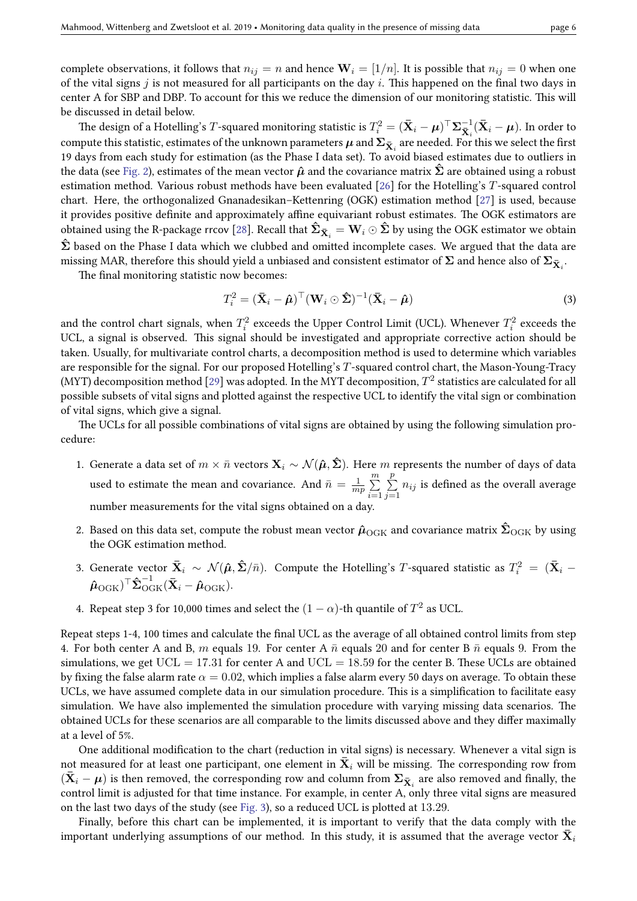complete observations, it follows that $n_{ij} = n$ and hence $\mathbf{W}_i = [1/n]$. It is possible that $n_{ij} = 0$ when one of the vital signs $j$ is not measured for all participants on the day $i$. This happened on the final two days in center A for SBP and DBP. To account for this we reduce the dimension of our monitoring statistic. This will be discussed in detail below.

The design of a Hotelling's $T$-squared monitoring statistic is $T_i^2 = (\bar{\mathbf{X}}_i - \boldsymbol{\mu})^\top \boldsymbol{\Sigma}_{\bar{\mathbf{X}}_i}^{-1} (\bar{\mathbf{X}}_i - \boldsymbol{\mu})$. In order to compute this statistic, estimates of the unknown parameters $\boldsymbol{\mu}$ and $\boldsymbol{\Sigma}_{\bar{\mathbf{X}}_i}$ are needed. For this we select the first 19 days from each study for estimation (as the Phase I data set). To avoid biased estimates due to outliers in the data (see Fig. 2), estimates of the mean vector $\hat{\boldsymbol{\mu}}$ and the covariance matrix $\hat{\boldsymbol{\Sigma}}$ are obtained using a robust estimation method. Various robust methods have been evaluated [26] for the Hotelling's $T$-squared control chart. Here, the orthogonalized Gnanadesikan–Kettenring (OGK) estimation method [27] is used, because it provides positive definite and approximately affine equivariant robust estimates. The OGK estimators are obtained using the R-package rrcov [28]. Recall that $\hat{\boldsymbol{\Sigma}}_{\bar{\mathbf{X}}_i} = \mathbf{W}_i \odot \hat{\boldsymbol{\Sigma}}$ by using the OGK estimator we obtain $\hat{\boldsymbol{\Sigma}}$ based on the Phase I data which we clubbed and omitted incomplete cases. We argued that the data are missing MAR, therefore this should yield a unbiased and consistent estimator of $\boldsymbol{\Sigma}$ and hence also of $\boldsymbol{\Sigma}_{\bar{\mathbf{X}}_i}$.

The final monitoring statistic now becomes:

$$T_i^2 = (\bar{\mathbf{X}}_i - \hat{\boldsymbol{\mu}})^\top (\mathbf{W}_i \odot \hat{\boldsymbol{\Sigma}})^{-1} (\bar{\mathbf{X}}_i - \hat{\boldsymbol{\mu}}) \tag{3}$$

and the control chart signals, when $T_i^2$ exceeds the Upper Control Limit (UCL). Whenever $T_i^2$ exceeds the UCL, a signal is observed. This signal should be investigated and appropriate corrective action should be taken. Usually, for multivariate control charts, a decomposition method is used to determine which variables are responsible for the signal. For our proposed Hotelling's $T$-squared control chart, the Mason-Young-Tracy (MYT) decomposition method [29] was adopted. In the MYT decomposition, $T^2$ statistics are calculated for all possible subsets of vital signs and plotted against the respective UCL to identify the vital sign or combination of vital signs, which give a signal.

The UCLs for all possible combinations of vital signs are obtained by using the following simulation procedure:

1. Generate a data set of $m \times \bar{n}$ vectors $\mathbf{X}_i \sim \mathcal{N}(\hat{\boldsymbol{\mu}}, \hat{\boldsymbol{\Sigma}})$. Here $m$ represents the number of days of data used to estimate the mean and covariance. And $\bar{n} = \frac{1}{mp} \sum_{i=1}^{m} \sum_{j=1}^{p} n_{ij}$ is defined as the overall average number measurements for the vital signs obtained on a day.
2. Based on this data set, compute the robust mean vector $\hat{\boldsymbol{\mu}}_{\text{OGK}}$ and covariance matrix $\hat{\boldsymbol{\Sigma}}_{\text{OGK}}$ by using the OGK estimation method.
3. Generate vector $\bar{\mathbf{X}}_i \sim \mathcal{N}(\hat{\boldsymbol{\mu}}, \hat{\boldsymbol{\Sigma}}/\bar{n})$. Compute the Hotelling's $T$-squared statistic as $T_i^2 = (\bar{\mathbf{X}}_i - \hat{\boldsymbol{\mu}}_{\text{OGK}})^\top \hat{\boldsymbol{\Sigma}}_{\text{OGK}}^{-1} (\bar{\mathbf{X}}_i - \hat{\boldsymbol{\mu}}_{\text{OGK}})$.
4. Repeat step 3 for 10,000 times and select the $(1 - \alpha)$-th quantile of $T^2$ as UCL.

Repeat steps 1-4, 100 times and calculate the final UCL as the average of all obtained control limits from step 4. For both center A and B, $m$ equals 19. For center A $\bar{n}$ equals 20 and for center B $\bar{n}$ equals 9. From the simulations, we get $\text{UCL} = 17.31$ for center A and $\text{UCL} = 18.59$ for the center B. These UCLs are obtained by fixing the false alarm rate $\alpha = 0.02$, which implies a false alarm every 50 days on average. To obtain these UCLs, we have assumed complete data in our simulation procedure. This is a simplification to facilitate easy simulation. We have also implemented the simulation procedure with varying missing data scenarios. The obtained UCLs for these scenarios are all comparable to the limits discussed above and they differ maximally at a level of 5%.

One additional modification to the chart (reduction in vital signs) is necessary. Whenever a vital sign is not measured for at least one participant, one element in $\bar{\mathbf{X}}_i$ will be missing. The corresponding row from $(\bar{\mathbf{X}}_i - \boldsymbol{\mu})$ is then removed, the corresponding row and column from $\boldsymbol{\Sigma}_{\bar{\mathbf{X}}_i}$ are also removed and finally, the control limit is adjusted for that time instance. For example, in center A, only three vital signs are measured on the last two days of the study (see Fig. 3), so a reduced UCL is plotted at 13.29.

Finally, before this chart can be implemented, it is important to verify that the data comply with the important underlying assumptions of our method. In this study, it is assumed that the average vector $\bar{\mathbf{X}}_i$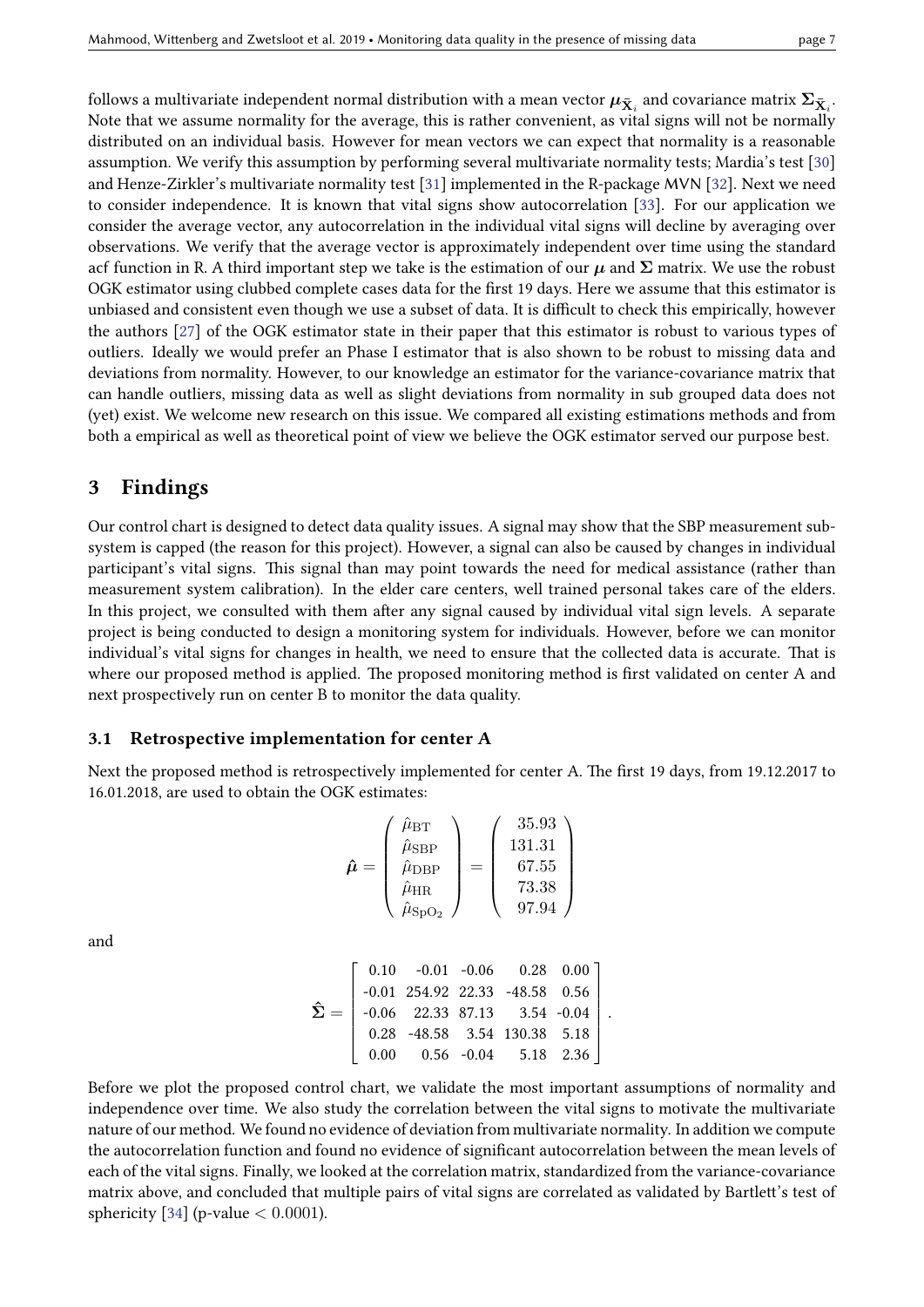follows a multivariate independent normal distribution with a mean vector $\boldsymbol{\mu}_{\bar{\mathbf{X}}_i}$ and covariance matrix $\boldsymbol{\Sigma}_{\bar{\mathbf{X}}_i}$. Note that we assume normality for the average, this is rather convenient, as vital signs will not be normally distributed on an individual basis. However for mean vectors we can expect that normality is a reasonable assumption. We verify this assumption by performing several multivariate normality tests; Mardia's test [30] and Henze-Zirkler's multivariate normality test [31] implemented in the R-package MVN [32]. Next we need to consider independence. It is known that vital signs show autocorrelation [33]. For our application we consider the average vector, any autocorrelation in the individual vital signs will decline by averaging over observations. We verify that the average vector is approximately independent over time using the standard acf function in R. A third important step we take is the estimation of our $\boldsymbol{\mu}$ and $\boldsymbol{\Sigma}$ matrix. We use the robust OGK estimator using clubbed complete cases data for the first 19 days. Here we assume that this estimator is unbiased and consistent even though we use a subset of data. It is difficult to check this empirically, however the authors [27] of the OGK estimator state in their paper that this estimator is robust to various types of outliers. Ideally we would prefer an Phase I estimator that is also shown to be robust to missing data and deviations from normality. However, to our knowledge an estimator for the variance-covariance matrix that can handle outliers, missing data as well as slight deviations from normality in sub grouped data does not (yet) exist. We welcome new research on this issue. We compared all existing estimations methods and from both a empirical as well as theoretical point of view we believe the OGK estimator served our purpose best.

# 3 Findings

Our control chart is designed to detect data quality issues. A signal may show that the SBP measurement subsystem is capped (the reason for this project). However, a signal can also be caused by changes in individual participant's vital signs. This signal than may point towards the need for medical assistance (rather than measurement system calibration). In the elder care centers, well trained personal takes care of the elders. In this project, we consulted with them after any signal caused by individual vital sign levels. A separate project is being conducted to design a monitoring system for individuals. However, before we can monitor individual's vital signs for changes in health, we need to ensure that the collected data is accurate. That is where our proposed method is applied. The proposed monitoring method is first validated on center A and next prospectively run on center B to monitor the data quality.

## 3.1 Retrospective implementation for center A

Next the proposed method is retrospectively implemented for center A. The first 19 days, from 19.12.2017 to 16.01.2018, are used to obtain the OGK estimates:

$$
\hat{\boldsymbol{\mu}} = \begin{pmatrix} \hat{\mu}_{\text{BT}} \\ \hat{\mu}_{\text{SBP}} \\ \hat{\mu}_{\text{DBP}} \\ \hat{\mu}_{\text{HR}} \\ \hat{\mu}_{\text{SpO}_2} \end{pmatrix} = \begin{pmatrix} 35.93 \\ 131.31 \\ 67.55 \\ 73.38 \\ 97.94 \end{pmatrix}
$$

and

$$
\hat{\boldsymbol{\Sigma}} = \begin{bmatrix} 0.10 & -0.01 & -0.06 & 0.28 & 0.00 \\ -0.01 & 254.92 & 22.33 & -48.58 & 0.56 \\ -0.06 & 22.33 & 87.13 & 3.54 & -0.04 \\ 0.28 & -48.58 & 3.54 & 130.38 & 5.18 \\ 0.00 & 0.56 & -0.04 & 5.18 & 2.36 \end{bmatrix}.
$$

Before we plot the proposed control chart, we validate the most important assumptions of normality and independence over time. We also study the correlation between the vital signs to motivate the multivariate nature of our method. We found no evidence of deviation from multivariate normality. In addition we compute the autocorrelation function and found no evidence of significant autocorrelation between the mean levels of each of the vital signs. Finally, we looked at the correlation matrix, standardized from the variance-covariance matrix above, and concluded that multiple pairs of vital signs are correlated as validated by Bartlett's test of sphericity [34] (p-value $< 0.0001$).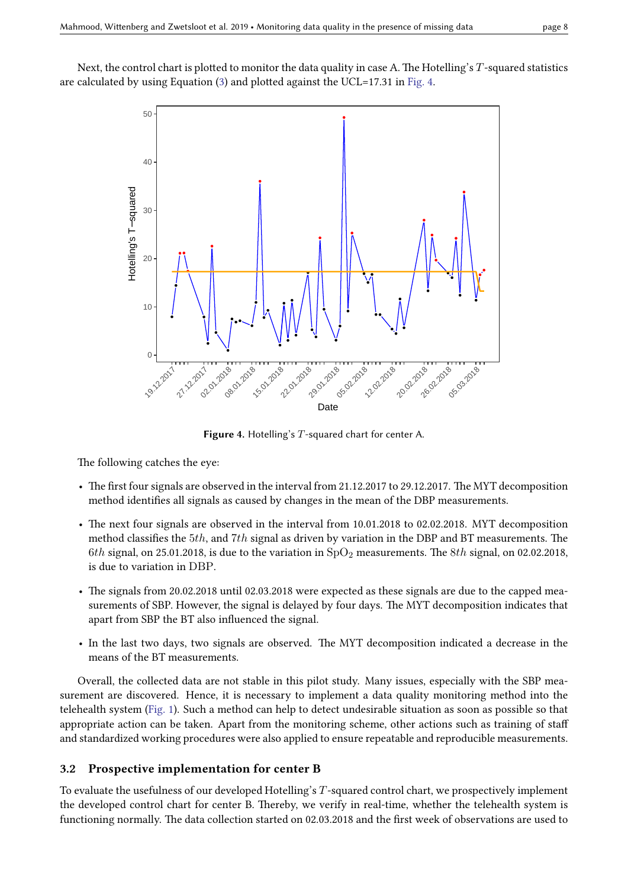Next, the control chart is plotted to monitor the data quality in case A. The Hotelling's $T$-squared statistics are calculated by using Equation (3) and plotted against the UCL=17.31 in Fig. 4.

**Figure 4.** Hotelling's $T$-squared chart for center A.

The following catches the eye:

- The first four signals are observed in the interval from 21.12.2017 to 29.12.2017. The MYT decomposition method identifies all signals as caused by changes in the mean of the DBP measurements.
- The next four signals are observed in the interval from 10.01.2018 to 02.02.2018. MYT decomposition method classifies the $5th$, and $7th$ signal as driven by variation in the DBP and BT measurements. The $6th$ signal, on 25.01.2018, is due to the variation in $\mathrm{SpO_2}$ measurements. The $8th$ signal, on 02.02.2018, is due to variation in $\mathrm{DBP}$.
- The signals from 20.02.2018 until 02.03.2018 were expected as these signals are due to the capped measurements of SBP. However, the signal is delayed by four days. The MYT decomposition indicates that apart from SBP the BT also influenced the signal.
- In the last two days, two signals are observed. The MYT decomposition indicated a decrease in the means of the BT measurements.

Overall, the collected data are not stable in this pilot study. Many issues, especially with the SBP measurement are discovered. Hence, it is necessary to implement a data quality monitoring method into the telehealth system (Fig. 1). Such a method can help to detect undesirable situation as soon as possible so that appropriate action can be taken. Apart from the monitoring scheme, other actions such as training of staff and standardized working procedures were also applied to ensure repeatable and reproducible measurements.

### 3.2 Prospective implementation for center B

To evaluate the usefulness of our developed Hotelling's $T$-squared control chart, we prospectively implement the developed control chart for center B. Thereby, we verify in real-time, whether the telehealth system is functioning normally. The data collection started on 02.03.2018 and the first week of observations are used to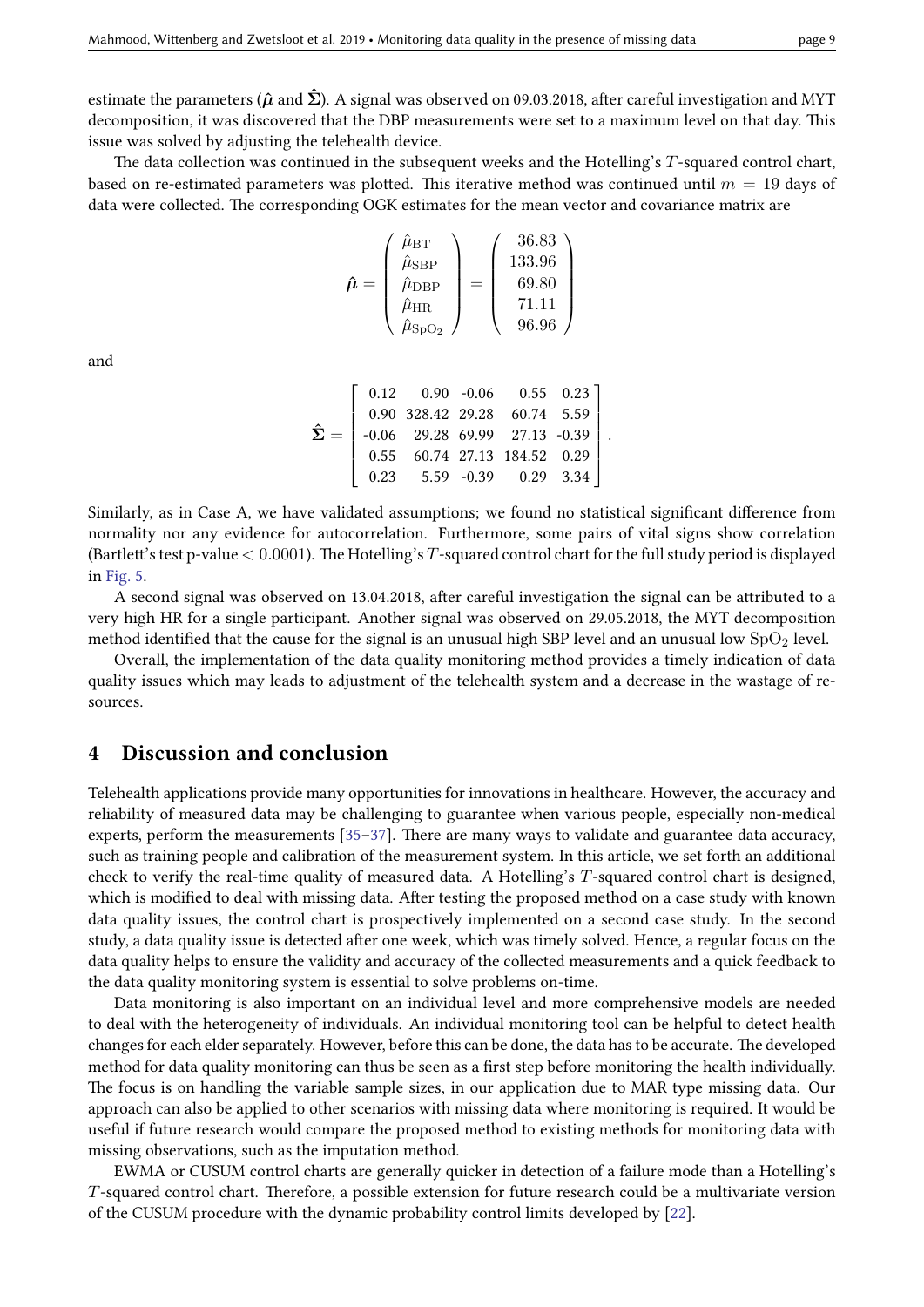estimate the parameters ($\hat{\boldsymbol{\mu}}$ and $\hat{\boldsymbol{\Sigma}}$). A signal was observed on 09.03.2018, after careful investigation and MYT decomposition, it was discovered that the DBP measurements were set to a maximum level on that day. This issue was solved by adjusting the telehealth device.

The data collection was continued in the subsequent weeks and the Hotelling's $T$-squared control chart, based on re-estimated parameters was plotted. This iterative method was continued until $m = 19$ days of data were collected. The corresponding OGK estimates for the mean vector and covariance matrix are

$$\hat{\boldsymbol{\mu}} = \begin{pmatrix} \hat{\mu}_{\mathrm{BT}} \\ \hat{\mu}_{\mathrm{SBP}} \\ \hat{\mu}_{\mathrm{DBP}} \\ \hat{\mu}_{\mathrm{HR}} \\ \hat{\mu}_{\mathrm{SpO_2}} \end{pmatrix} = \begin{pmatrix} 36.83 \\ 133.96 \\ 69.80 \\ 71.11 \\ 96.96 \end{pmatrix}$$

and

$$\hat{\boldsymbol{\Sigma}} = \begin{bmatrix} 0.12 & 0.90 & -0.06 & 0.55 & 0.23 \\ 0.90 & 328.42 & 29.28 & 60.74 & 5.59 \\ -0.06 & 29.28 & 69.99 & 27.13 & -0.39 \\ 0.55 & 60.74 & 27.13 & 184.52 & 0.29 \\ 0.23 & 5.59 & -0.39 & 0.29 & 3.34 \end{bmatrix}.$$

Similarly, as in Case A, we have validated assumptions; we found no statistical significant difference from normality nor any evidence for autocorrelation. Furthermore, some pairs of vital signs show correlation (Bartlett's test p-value $< 0.0001$). The Hotelling's $T$-squared control chart for the full study period is displayed in Fig. 5.

A second signal was observed on 13.04.2018, after careful investigation the signal can be attributed to a very high HR for a single participant. Another signal was observed on 29.05.2018, the MYT decomposition method identified that the cause for the signal is an unusual high SBP level and an unusual low $\mathrm{SpO_2}$ level.

Overall, the implementation of the data quality monitoring method provides a timely indication of data quality issues which may leads to adjustment of the telehealth system and a decrease in the wastage of resources.

## 4 Discussion and conclusion

Telehealth applications provide many opportunities for innovations in healthcare. However, the accuracy and reliability of measured data may be challenging to guarantee when various people, especially non-medical experts, perform the measurements [35–37]. There are many ways to validate and guarantee data accuracy, such as training people and calibration of the measurement system. In this article, we set forth an additional check to verify the real-time quality of measured data. A Hotelling's $T$-squared control chart is designed, which is modified to deal with missing data. After testing the proposed method on a case study with known data quality issues, the control chart is prospectively implemented on a second case study. In the second study, a data quality issue is detected after one week, which was timely solved. Hence, a regular focus on the data quality helps to ensure the validity and accuracy of the collected measurements and a quick feedback to the data quality monitoring system is essential to solve problems on-time.

Data monitoring is also important on an individual level and more comprehensive models are needed to deal with the heterogeneity of individuals. An individual monitoring tool can be helpful to detect health changes for each elder separately. However, before this can be done, the data has to be accurate. The developed method for data quality monitoring can thus be seen as a first step before monitoring the health individually. The focus is on handling the variable sample sizes, in our application due to MAR type missing data. Our approach can also be applied to other scenarios with missing data where monitoring is required. It would be useful if future research would compare the proposed method to existing methods for monitoring data with missing observations, such as the imputation method.

EWMA or CUSUM control charts are generally quicker in detection of a failure mode than a Hotelling's $T$-squared control chart. Therefore, a possible extension for future research could be a multivariate version of the CUSUM procedure with the dynamic probability control limits developed by [22].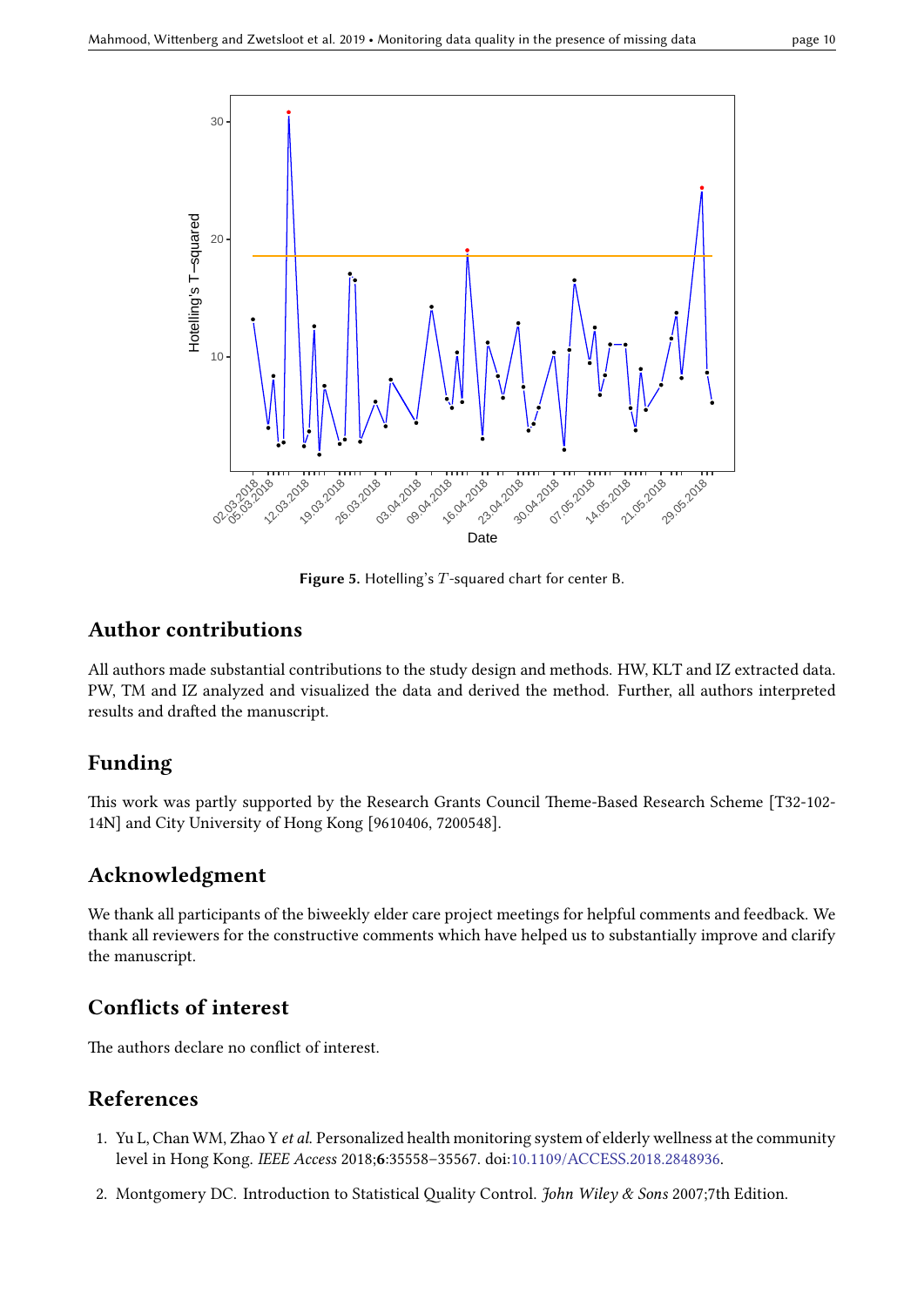**Figure 5.** Hotelling's $T$-squared chart for center B.

## Author contributions

All authors made substantial contributions to the study design and methods. HW, KLT and IZ extracted data. PW, TM and IZ analyzed and visualized the data and derived the method. Further, all authors interpreted results and drafted the manuscript.

## Funding

This work was partly supported by the Research Grants Council Theme-Based Research Scheme [T32-102-14N] and City University of Hong Kong [9610406, 7200548].

## Acknowledgment

We thank all participants of the biweekly elder care project meetings for helpful comments and feedback. We thank all reviewers for the constructive comments which have helped us to substantially improve and clarify the manuscript.

## Conflicts of interest

The authors declare no conflict of interest.

## References

1. Yu L, Chan WM, Zhao Y *et al.* Personalized health monitoring system of elderly wellness at the community level in Hong Kong. *IEEE Access* 2018;**6**:35558–35567. doi:10.1109/ACCESS.2018.2848936.
2. Montgomery DC. Introduction to Statistical Quality Control. *John Wiley & Sons* 2007;7th Edition.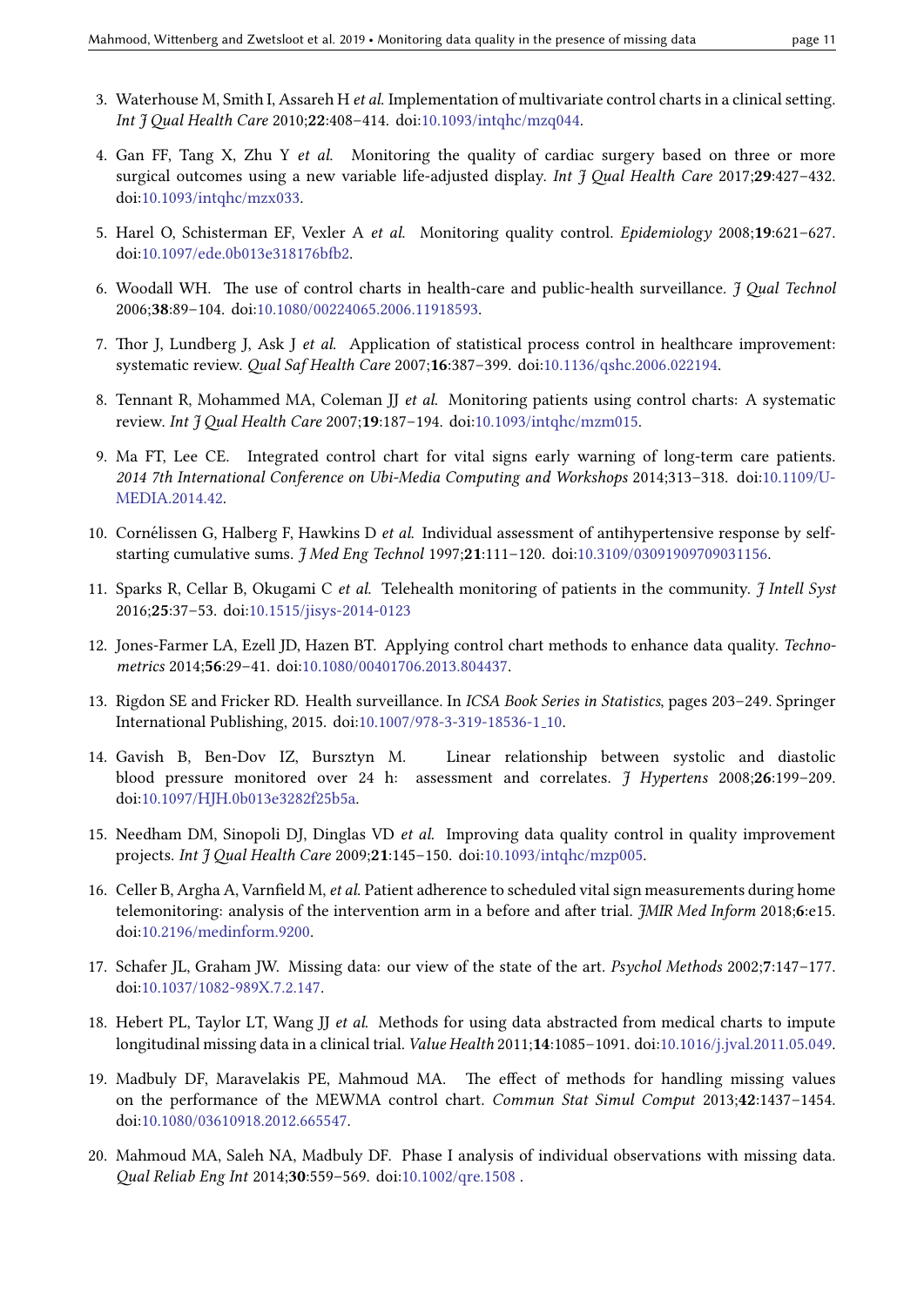3. Waterhouse M, Smith I, Assareh H *et al.* Implementation of multivariate control charts in a clinical setting. *Int J Qual Health Care* 2010;**22**:408–414. doi:10.1093/intqhc/mzq044.

4. Gan FF, Tang X, Zhu Y *et al.* Monitoring the quality of cardiac surgery based on three or more surgical outcomes using a new variable life-adjusted display. *Int J Qual Health Care* 2017;**29**:427–432. doi:10.1093/intqhc/mzx033.

5. Harel O, Schisterman EF, Vexler A *et al.* Monitoring quality control. *Epidemiology* 2008;**19**:621–627. doi:10.1097/ede.0b013e318176bfb2.

6. Woodall WH. The use of control charts in health-care and public-health surveillance. *J Qual Technol* 2006;**38**:89–104. doi:10.1080/00224065.2006.11918593.

7. Thor J, Lundberg J, Ask J *et al.* Application of statistical process control in healthcare improvement: systematic review. *Qual Saf Health Care* 2007;**16**:387–399. doi:10.1136/qshc.2006.022194.

8. Tennant R, Mohammed MA, Coleman JJ *et al.* Monitoring patients using control charts: A systematic review. *Int J Qual Health Care* 2007;**19**:187–194. doi:10.1093/intqhc/mzm015.

9. Ma FT, Lee CE. Integrated control chart for vital signs early warning of long-term care patients. *2014 7th International Conference on Ubi-Media Computing and Workshops* 2014;313–318. doi:10.1109/U-MEDIA.2014.42.

10. Cornélissen G, Halberg F, Hawkins D *et al.* Individual assessment of antihypertensive response by self-starting cumulative sums. *J Med Eng Technol* 1997;**21**:111–120. doi:10.3109/03091909709031156.

11. Sparks R, Cellar B, Okugami C *et al.* Telehealth monitoring of patients in the community. *J Intell Syst* 2016;**25**:37–53. doi:10.1515/jisys-2014-0123

12. Jones-Farmer LA, Ezell JD, Hazen BT. Applying control chart methods to enhance data quality. *Technometrics* 2014;**56**:29–41. doi:10.1080/00401706.2013.804437.

13. Rigdon SE and Fricker RD. Health surveillance. In *ICSA Book Series in Statistics*, pages 203–249. Springer International Publishing, 2015. doi:10.1007/978-3-319-18536-1_10.

14. Gavish B, Ben-Dov IZ, Bursztyn M. Linear relationship between systolic and diastolic blood pressure monitored over 24 h: assessment and correlates. *J Hypertens* 2008;**26**:199–209. doi:10.1097/HJH.0b013e3282f25b5a.

15. Needham DM, Sinopoli DJ, Dinglas VD *et al.* Improving data quality control in quality improvement projects. *Int J Qual Health Care* 2009;**21**:145–150. doi:10.1093/intqhc/mzp005.

16. Celler B, Argha A, Varnfield M, *et al.* Patient adherence to scheduled vital sign measurements during home telemonitoring: analysis of the intervention arm in a before and after trial. *JMIR Med Inform* 2018;**6**:e15. doi:10.2196/medinform.9200.

17. Schafer JL, Graham JW. Missing data: our view of the state of the art. *Psychol Methods* 2002;**7**:147–177. doi:10.1037/1082-989X.7.2.147.

18. Hebert PL, Taylor LT, Wang JJ *et al.* Methods for using data abstracted from medical charts to impute longitudinal missing data in a clinical trial. *Value Health* 2011;**14**:1085–1091. doi:10.1016/j.jval.2011.05.049.

19. Madbuly DF, Maravelakis PE, Mahmoud MA. The effect of methods for handling missing values on the performance of the MEWMA control chart. *Commun Stat Simul Comput* 2013;**42**:1437–1454. doi:10.1080/03610918.2012.665547.

20. Mahmoud MA, Saleh NA, Madbuly DF. Phase I analysis of individual observations with missing data. *Qual Reliab Eng Int* 2014;**30**:559–569. doi:10.1002/qre.1508 .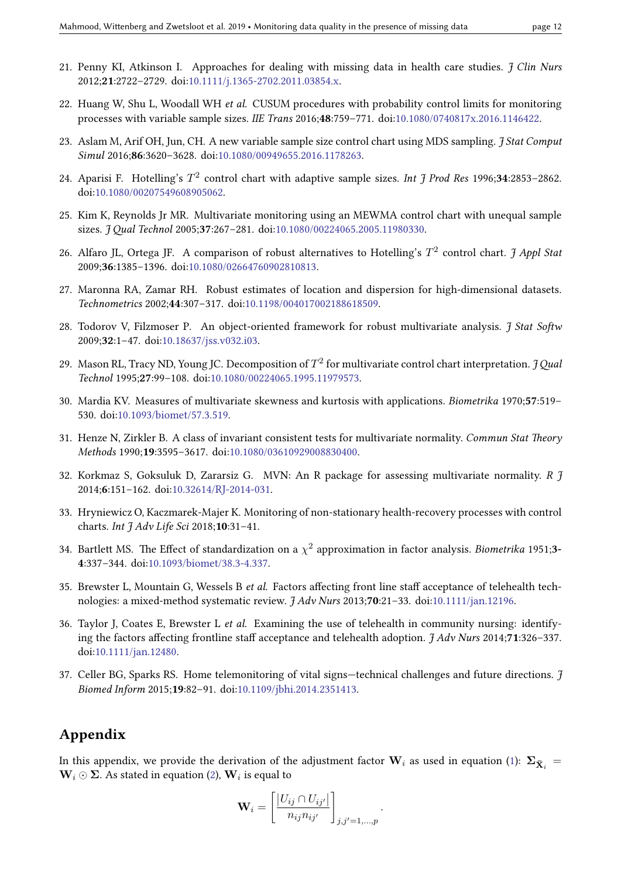21. Penny KI, Atkinson I. Approaches for dealing with missing data in health care studies. *J Clin Nurs* 2012;**21**:2722–2729. doi:10.1111/j.1365-2702.2011.03854.x.

22. Huang W, Shu L, Woodall WH *et al.* CUSUM procedures with probability control limits for monitoring processes with variable sample sizes. *IIE Trans* 2016;**48**:759–771. doi:10.1080/0740817x.2016.1146422.

23. Aslam M, Arif OH, Jun, CH. A new variable sample size control chart using MDS sampling. *J Stat Comput Simul* 2016;**86**:3620–3628. doi:10.1080/00949655.2016.1178263.

24. Aparisi F. Hotelling's $T^2$ control chart with adaptive sample sizes. *Int J Prod Res* 1996;**34**:2853–2862. doi:10.1080/00207549608905062.

25. Kim K, Reynolds Jr MR. Multivariate monitoring using an MEWMA control chart with unequal sample sizes. *J Qual Technol* 2005;**37**:267–281. doi:10.1080/00224065.2005.11980330.

26. Alfaro JL, Ortega JF. A comparison of robust alternatives to Hotelling's $T^2$ control chart. *J Appl Stat* 2009;**36**:1385–1396. doi:10.1080/02664760902810813.

27. Maronna RA, Zamar RH. Robust estimates of location and dispersion for high-dimensional datasets. *Technometrics* 2002;**44**:307–317. doi:10.1198/004017002188618509.

28. Todorov V, Filzmoser P. An object-oriented framework for robust multivariate analysis. *J Stat Softw* 2009;**32**:1–47. doi:10.18637/jss.v032.i03.

29. Mason RL, Tracy ND, Young JC. Decomposition of $T^2$ for multivariate control chart interpretation. *J Qual Technol* 1995;**27**:99–108. doi:10.1080/00224065.1995.11979573.

30. Mardia KV. Measures of multivariate skewness and kurtosis with applications. *Biometrika* 1970;**57**:519–530. doi:10.1093/biomet/57.3.519.

31. Henze N, Zirkler B. A class of invariant consistent tests for multivariate normality. *Commun Stat Theory Methods* 1990;**19**:3595–3617. doi:10.1080/03610929008830400.

32. Korkmaz S, Goksuluk D, Zararsiz G. MVN: An R package for assessing multivariate normality. *R J* 2014;**6**:151–162. doi:10.32614/RJ-2014-031.

33. Hryniewicz O, Kaczmarek-Majer K. Monitoring of non-stationary health-recovery processes with control charts. *Int J Adv Life Sci* 2018;**10**:31–41.

34. Bartlett MS. The Effect of standardization on a $\chi^2$ approximation in factor analysis. *Biometrika* 1951;**3-4**:337–344. doi:10.1093/biomet/38.3-4.337.

35. Brewster L, Mountain G, Wessels B *et al.* Factors affecting front line staff acceptance of telehealth technologies: a mixed-method systematic review. *J Adv Nurs* 2013;**70**:21–33. doi:10.1111/jan.12196.

36. Taylor J, Coates E, Brewster L *et al.* Examining the use of telehealth in community nursing: identifying the factors affecting frontline staff acceptance and telehealth adoption. *J Adv Nurs* 2014;**71**:326–337. doi:10.1111/jan.12480.

37. Celler BG, Sparks RS. Home telemonitoring of vital signs—technical challenges and future directions. *J Biomed Inform* 2015;**19**:82–91. doi:10.1109/jbhi.2014.2351413.

## Appendix

In this appendix, we provide the derivation of the adjustment factor $\mathbf{W}_i$ as used in equation (1): $\mathbf{\Sigma}_{\bar{\mathbf{X}}_i} = \mathbf{W}_i \odot \mathbf{\Sigma}$. As stated in equation (2), $\mathbf{W}_i$ is equal to

$$\mathbf{W}_i = \left[ \frac{|U_{ij} \cap U_{ij'}|}{n_{ij} n_{ij'}} \right]_{j,j'=1,\ldots,p}.$$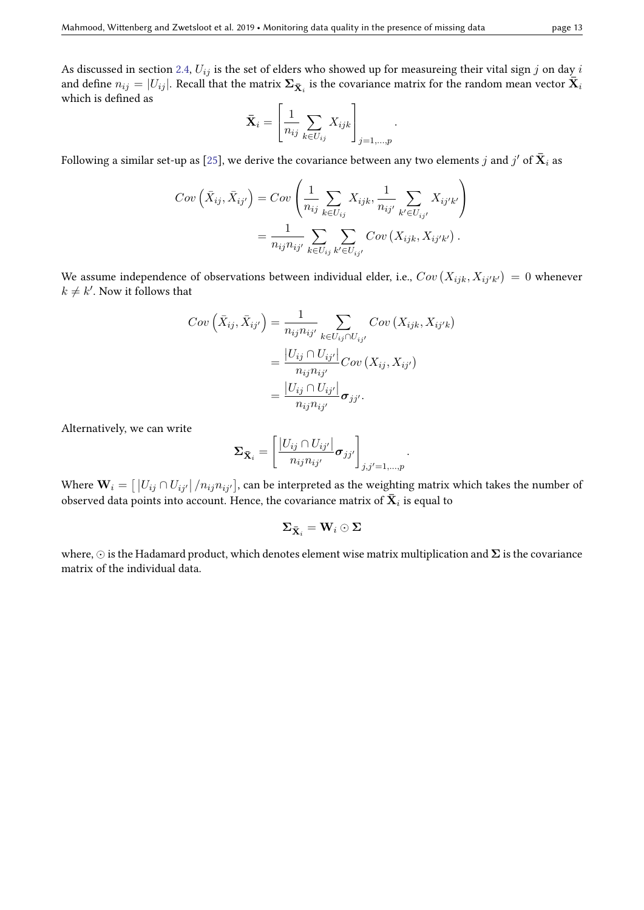As discussed in section 2.4, $U_{ij}$ is the set of elders who showed up for measureing their vital sign $j$ on day $i$ and define $n_{ij} = |U_{ij}|$. Recall that the matrix $\mathbf{\Sigma}_{\bar{\mathbf{X}}_i}$ is the covariance matrix for the random mean vector $\bar{\mathbf{X}}_i$ which is defined as

$$\bar{\mathbf{X}}_i = \left[ \frac{1}{n_{ij}} \sum_{k \in U_{ij}} X_{ijk} \right]_{j=1,\ldots,p}.$$

Following a similar set-up as [25], we derive the covariance between any two elements $j$ and $j'$ of $\bar{\mathbf{X}}_i$ as

$$\begin{aligned} Cov\left(\bar{X}_{ij}, \bar{X}_{ij'}\right) &= Cov\left( \frac{1}{n_{ij}} \sum_{k \in U_{ij}} X_{ijk}, \frac{1}{n_{ij'}} \sum_{k' \in U_{ij'}} X_{ij'k'} \right) \\ &= \frac{1}{n_{ij} n_{ij'}} \sum_{k \in U_{ij}} \sum_{k' \in U_{ij'}} Cov\left(X_{ijk}, X_{ij'k'}\right). \end{aligned}$$

We assume independence of observations between individual elder, i.e., $Cov\left(X_{ijk}, X_{ij'k'}\right) = 0$ whenever $k \neq k'$. Now it follows that

$$\begin{aligned} Cov\left(\bar{X}_{ij}, \bar{X}_{ij'}\right) &= \frac{1}{n_{ij} n_{ij'}} \sum_{k \in U_{ij} \cap U_{ij'}} Cov\left(X_{ijk}, X_{ij'k}\right) \\ &= \frac{\left|U_{ij} \cap U_{ij'}\right|}{n_{ij} n_{ij'}} Cov\left(X_{ij}, X_{ij'}\right) \\ &= \frac{\left|U_{ij} \cap U_{ij'}\right|}{n_{ij} n_{ij'}} \boldsymbol{\sigma}_{jj'}. \end{aligned}$$

Alternatively, we can write

$$\mathbf{\Sigma}_{\bar{\mathbf{X}}_i} = \left[ \frac{\left|U_{ij} \cap U_{ij'}\right|}{n_{ij} n_{ij'}} \boldsymbol{\sigma}_{jj'} \right]_{j,j'=1,\ldots,p}.$$

Where $\mathbf{W}_i = \left[ \left|U_{ij} \cap U_{ij'}\right| / n_{ij} n_{ij'} \right]$, can be interpreted as the weighting matrix which takes the number of observed data points into account. Hence, the covariance matrix of $\bar{\mathbf{X}}_i$ is equal to

$$\mathbf{\Sigma}_{\bar{\mathbf{X}}_i} = \mathbf{W}_i \odot \mathbf{\Sigma}$$

where, $\odot$ is the Hadamard product, which denotes element wise matrix multiplication and $\mathbf{\Sigma}$ is the covariance matrix of the individual data.